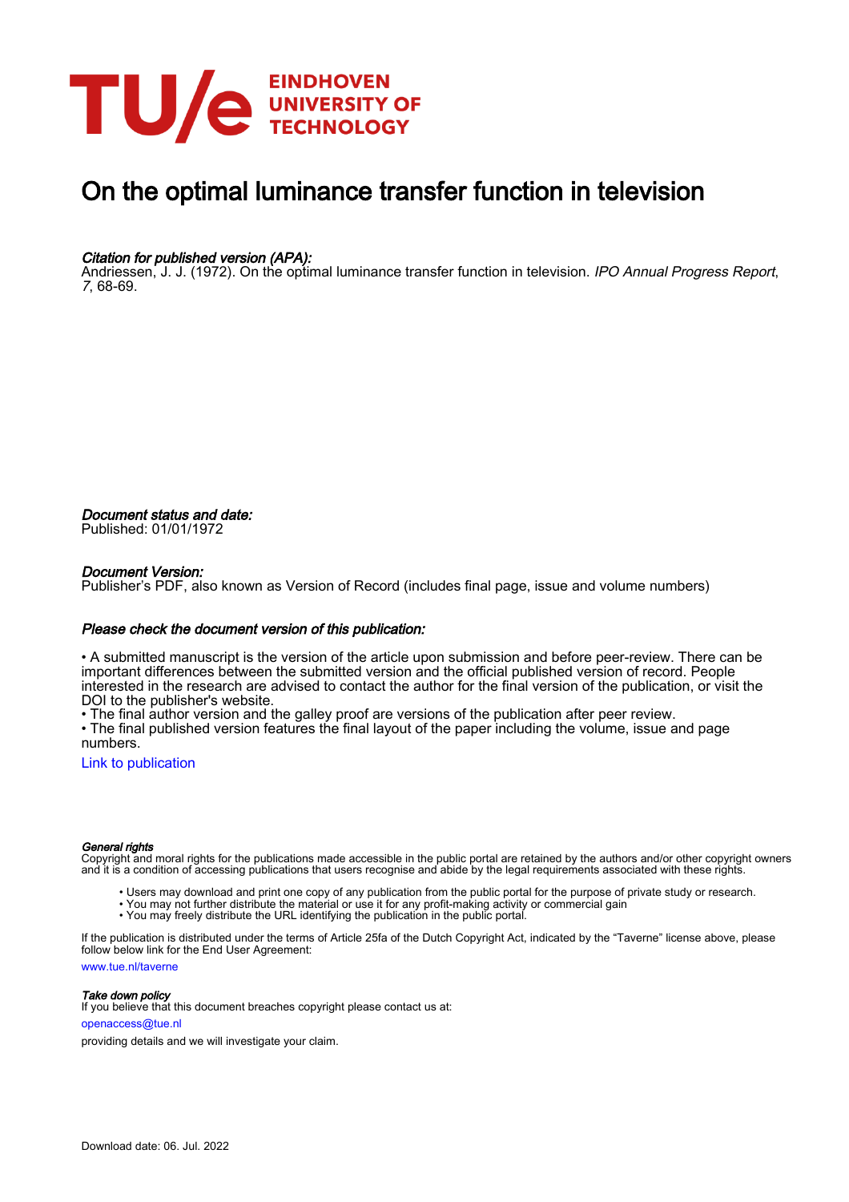# On the optimal luminance transfer function in television

*Citation for published version (APA):*
Andriessen, J. J. (1972). On the optimal luminance transfer function in television. *IPO Annual Progress Report*, *7*, 68-69.

*Document status and date:*
Published: 01/01/1972

*Document Version:*
Publisher's PDF, also known as Version of Record (includes final page, issue and volume numbers)

*Please check the document version of this publication:*

• A submitted manuscript is the version of the article upon submission and before peer-review. There can be important differences between the submitted version and the official published version of record. People interested in the research are advised to contact the author for the final version of the publication, or visit the DOI to the publisher's website.
• The final author version and the galley proof are versions of the publication after peer review.
• The final published version features the final layout of the paper including the volume, issue and page numbers.

Link to publication

*General rights*
Copyright and moral rights for the publications made accessible in the public portal are retained by the authors and/or other copyright owners and it is a condition of accessing publications that users recognise and abide by the legal requirements associated with these rights.

• Users may download and print one copy of any publication from the public portal for the purpose of private study or research.
• You may not further distribute the material or use it for any profit-making activity or commercial gain
• You may freely distribute the URL identifying the publication in the public portal.

If the publication is distributed under the terms of Article 25fa of the Dutch Copyright Act, indicated by the "Taverne" license above, please follow below link for the End User Agreement:

www.tue.nl/taverne

*Take down policy*
If you believe that this document breaches copyright please contact us at:

openaccess@tue.nl

providing details and we will investigate your claim.

Download date: 06. Jul. 2022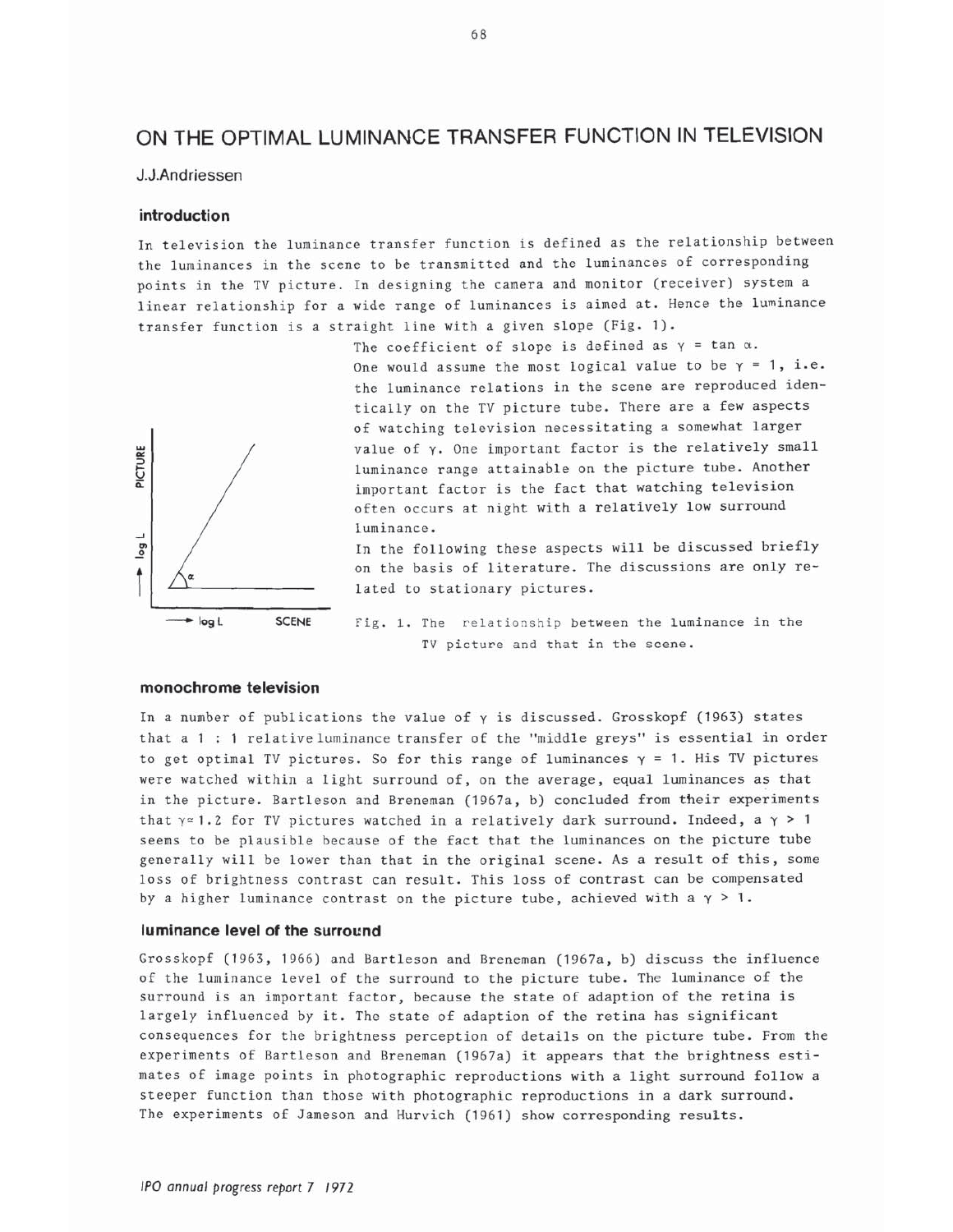# ON THE OPTIMAL LUMINANCE TRANSFER FUNCTION IN TELEVISION

J.J.Andriessen

## introduction

In television the luminance transfer function is defined as the relationship between the luminances in the scene to be transmitted and the luminances of corresponding points in the TV picture. In designing the camera and monitor (receiver) system a linear relationship for a wide range of luminances is aimed at. Hence the luminance transfer function is a straight line with a given slope (Fig. 1).

The coefficient of slope is defined as $\gamma = \tan \alpha$.
One would assume the most logical value to be $\gamma = 1$, i.e. the luminance relations in the scene are reproduced identically on the TV picture tube. There are a few aspects of watching television necessitating a somewhat larger value of $\gamma$. One important factor is the relatively small luminance range attainable on the picture tube. Another important factor is the fact that watching television often occurs at night with a relatively low surround luminance.
In the following these aspects will be discussed briefly on the basis of literature. The discussions are only related to stationary pictures.

Fig. 1. The relationship between the luminance in the TV picture and that in the scene.

## monochrome television

In a number of publications the value of $\gamma$ is discussed. Grosskopf (1963) states that a 1 : 1 relative luminance transfer of the "middle greys" is essential in order to get optimal TV pictures. So for this range of luminances $\gamma = 1$. His TV pictures were watched within a light surround of, on the average, equal luminances as that in the picture. Bartleson and Breneman (1967a, b) concluded from their experiments that $\gamma \approx 1.2$ for TV pictures watched in a relatively dark surround. Indeed, a $\gamma > 1$ seems to be plausible because of the fact that the luminances on the picture tube generally will be lower than that in the original scene. As a result of this, some loss of brightness contrast can result. This loss of contrast can be compensated by a higher luminance contrast on the picture tube, achieved with a $\gamma > 1$.

## luminance level of the surround

Grosskopf (1963, 1966) and Bartleson and Breneman (1967a, b) discuss the influence of the luminance level of the surround to the picture tube. The luminance of the surround is an important factor, because the state of adaption of the retina is largely influenced by it. The state of adaption of the retina has significant consequences for the brightness perception of details on the picture tube. From the experiments of Bartleson and Breneman (1967a) it appears that the brightness estimates of image points in photographic reproductions with a light surround follow a steeper function than those with photographic reproductions in a dark surround. The experiments of Jameson and Hurvich (1961) show corresponding results.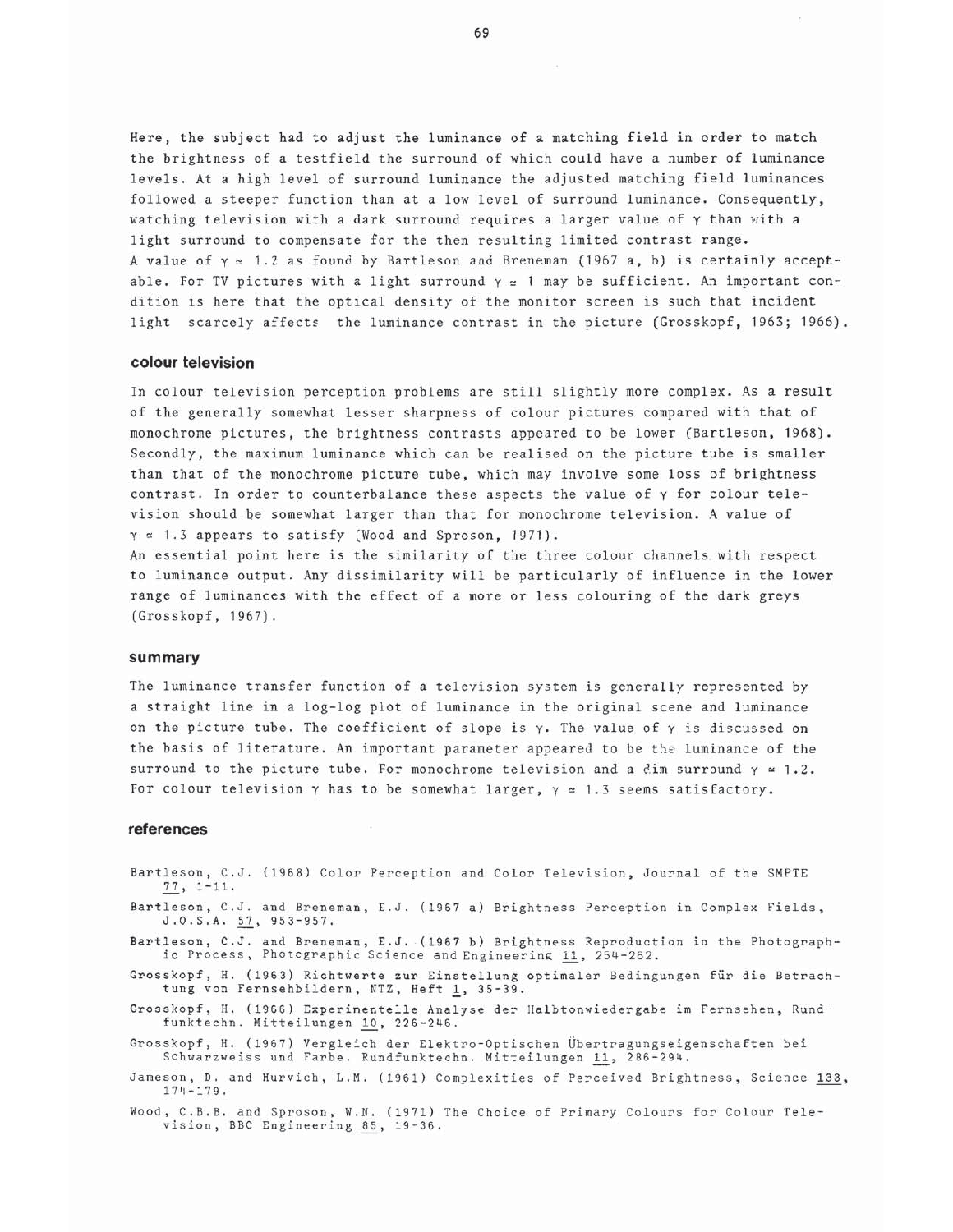Here, the subject had to adjust the luminance of a matching field in order to match the brightness of a testfield the surround of which could have a number of luminance levels. At a high level of surround luminance the adjusted matching field luminances followed a steeper function than at a low level of surround luminance. Consequently, watching television with a dark surround requires a larger value of $\gamma$ than with a light surround to compensate for the then resulting limited contrast range.

A value of $\gamma \approx 1.2$ as found by Bartleson and Breneman (1967 a, b) is certainly acceptable. For TV pictures with a light surround $\gamma \approx 1$ may be sufficient. An important condition is here that the optical density of the monitor screen is such that incident light scarcely affects the luminance contrast in the picture (Grosskopf, 1963; 1966).

## colour television

In colour television perception problems are still slightly more complex. As a result of the generally somewhat lesser sharpness of colour pictures compared with that of monochrome pictures, the brightness contrasts appeared to be lower (Bartleson, 1968). Secondly, the maximum luminance which can be realised on the picture tube is smaller than that of the monochrome picture tube, which may involve some loss of brightness contrast. In order to counterbalance these aspects the value of $\gamma$ for colour television should be somewhat larger than that for monochrome television. A value of $\gamma \approx 1.3$ appears to satisfy (Wood and Sproson, 1971).

An essential point here is the similarity of the three colour channels with respect to luminance output. Any dissimilarity will be particularly of influence in the lower range of luminances with the effect of a more or less colouring of the dark greys (Grosskopf, 1967).

## summary

The luminance transfer function of a television system is generally represented by a straight line in a log-log plot of luminance in the original scene and luminance on the picture tube. The coefficient of slope is $\gamma$. The value of $\gamma$ is discussed on the basis of literature. An important parameter appeared to be the luminance of the surround to the picture tube. For monochrome television and a dim surround $\gamma \approx 1.2$. For colour television $\gamma$ has to be somewhat larger, $\gamma \approx 1.3$ seems satisfactory.

## references

Bartleson, C.J. (1968) Color Perception and Color Television, Journal of the SMPTE 77, 1-11.

Bartleson, C.J. and Breneman, E.J. (1967 a) Brightness Perception in Complex Fields, J.O.S.A. 57, 953-957.

Bartleson, C.J. and Breneman, E.J. (1967 b) Brightness Reproduction in the Photographic Process, Photographic Science and Engineering 11, 254-262.

Grosskopf, H. (1963) Richtwerte zur Einstellung optimaler Bedingungen für die Betrachtung von Fernsehbildern, NTZ, Heft 1, 35-39.

Grosskopf, H. (1966) Experimentelle Analyse der Halbtonwiedergabe im Fernsehen, Rundfunktechn. Mitteilungen 10, 226-246.

Grosskopf, H. (1967) Vergleich der Elektro-Optischen Übertragungseigenschaften bei Schwarzweiss und Farbe. Rundfunktechn. Mitteilungen 11, 286-294.

Jameson, D. and Hurvich, L.M. (1961) Complexities of Perceived Brightness, Science 133, 174-179.

Wood, C.B.B. and Sproson, W.N. (1971) The Choice of Primary Colours for Colour Television, BBC Engineering 85, 19-36.